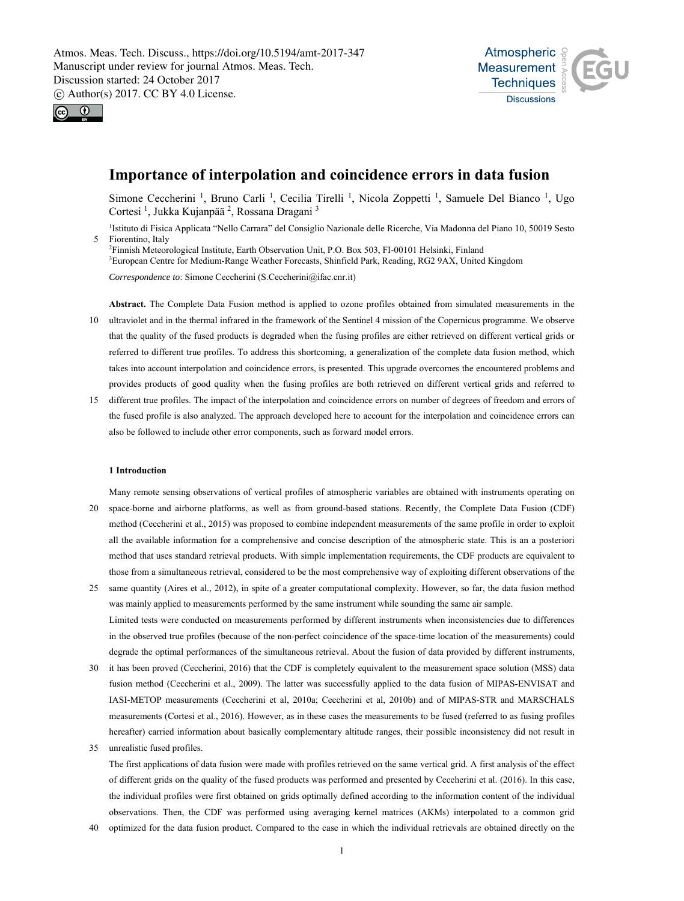# Importance of interpolation and coincidence errors in data fusion

Simone Ceccherini [1], Bruno Carli [1], Cecilia Tirelli [1], Nicola Zoppetti [1], Samuele Del Bianco [1], Ugo Cortesi [1], Jukka Kujanpää [2], Rossana Dragani [3]

[1]Istituto di Fisica Applicata "Nello Carrara" del Consiglio Nazionale delle Ricerche, Via Madonna del Piano 10, 50019 Sesto Fiorentino, Italy
[2]Finnish Meteorological Institute, Earth Observation Unit, P.O. Box 503, FI-00101 Helsinki, Finland
[3]European Centre for Medium-Range Weather Forecasts, Shinfield Park, Reading, RG2 9AX, United Kingdom

*Correspondence to*: Simone Ceccherini (S.Ceccherini@ifac.cnr.it)

**Abstract.** The Complete Data Fusion method is applied to ozone profiles obtained from simulated measurements in the ultraviolet and in the thermal infrared in the framework of the Sentinel 4 mission of the Copernicus programme. We observe that the quality of the fused products is degraded when the fusing profiles are either retrieved on different vertical grids or referred to different true profiles. To address this shortcoming, a generalization of the complete data fusion method, which takes into account interpolation and coincidence errors, is presented. This upgrade overcomes the encountered problems and provides products of good quality when the fusing profiles are both retrieved on different vertical grids and referred to different true profiles. The impact of the interpolation and coincidence errors on number of degrees of freedom and errors of the fused profile is also analyzed. The approach developed here to account for the interpolation and coincidence errors can also be followed to include other error components, such as forward model errors.

## 1 Introduction

Many remote sensing observations of vertical profiles of atmospheric variables are obtained with instruments operating on space-borne and airborne platforms, as well as from ground-based stations. Recently, the Complete Data Fusion (CDF) method (Ceccherini et al., 2015) was proposed to combine independent measurements of the same profile in order to exploit all the available information for a comprehensive and concise description of the atmospheric state. This is an a posteriori method that uses standard retrieval products. With simple implementation requirements, the CDF products are equivalent to those from a simultaneous retrieval, considered to be the most comprehensive way of exploiting different observations of the same quantity (Aires et al., 2012), in spite of a greater computational complexity. However, so far, the data fusion method was mainly applied to measurements performed by the same instrument while sounding the same air sample.

Limited tests were conducted on measurements performed by different instruments when inconsistencies due to differences in the observed true profiles (because of the non-perfect coincidence of the space-time location of the measurements) could degrade the optimal performances of the simultaneous retrieval. About the fusion of data provided by different instruments, it has been proved (Ceccherini, 2016) that the CDF is completely equivalent to the measurement space solution (MSS) data fusion method (Ceccherini et al., 2009). The latter was successfully applied to the data fusion of MIPAS-ENVISAT and IASI-METOP measurements (Ceccherini et al, 2010a; Ceccherini et al, 2010b) and of MIPAS-STR and MARSCHALS measurements (Cortesi et al., 2016). However, as in these cases the measurements to be fused (referred to as fusing profiles hereafter) carried information about basically complementary altitude ranges, their possible inconsistency did not result in unrealistic fused profiles.

The first applications of data fusion were made with profiles retrieved on the same vertical grid. A first analysis of the effect of different grids on the quality of the fused products was performed and presented by Ceccherini et al. (2016). In this case, the individual profiles were first obtained on grids optimally defined according to the information content of the individual observations. Then, the CDF was performed using averaging kernel matrices (AKMs) interpolated to a common grid optimized for the data fusion product. Compared to the case in which the individual retrievals are obtained directly on the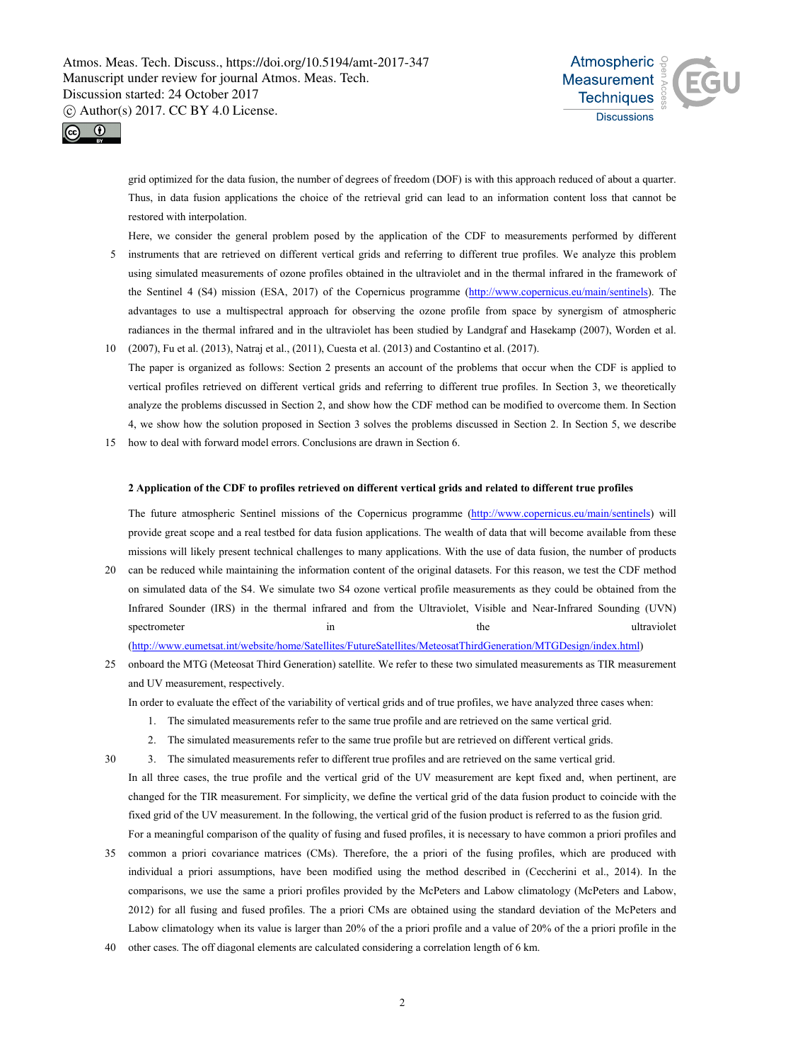grid optimized for the data fusion, the number of degrees of freedom (DOF) is with this approach reduced of about a quarter. Thus, in data fusion applications the choice of the retrieval grid can lead to an information content loss that cannot be restored with interpolation.

Here, we consider the general problem posed by the application of the CDF to measurements performed by different instruments that are retrieved on different vertical grids and referring to different true profiles. We analyze this problem using simulated measurements of ozone profiles obtained in the ultraviolet and in the thermal infrared in the framework of the Sentinel 4 (S4) mission (ESA, 2017) of the Copernicus programme (http://www.copernicus.eu/main/sentinels). The advantages to use a multispectral approach for observing the ozone profile from space by synergism of atmospheric radiances in the thermal infrared and in the ultraviolet has been studied by Landgraf and Hasekamp (2007), Worden et al. (2007), Fu et al. (2013), Natraj et al., (2011), Cuesta et al. (2013) and Costantino et al. (2017).

The paper is organized as follows: Section 2 presents an account of the problems that occur when the CDF is applied to vertical profiles retrieved on different vertical grids and referring to different true profiles. In Section 3, we theoretically analyze the problems discussed in Section 2, and show how the CDF method can be modified to overcome them. In Section 4, we show how the solution proposed in Section 3 solves the problems discussed in Section 2. In Section 5, we describe how to deal with forward model errors. Conclusions are drawn in Section 6.

## 2 Application of the CDF to profiles retrieved on different vertical grids and related to different true profiles

The future atmospheric Sentinel missions of the Copernicus programme (http://www.copernicus.eu/main/sentinels) will provide great scope and a real testbed for data fusion applications. The wealth of data that will become available from these missions will likely present technical challenges to many applications. With the use of data fusion, the number of products can be reduced while maintaining the information content of the original datasets. For this reason, we test the CDF method on simulated data of the S4. We simulate two S4 ozone vertical profile measurements as they could be obtained from the Infrared Sounder (IRS) in the thermal infrared and from the Ultraviolet, Visible and Near-Infrared Sounding (UVN) spectrometer in the ultraviolet (http://www.eumetsat.int/website/home/Satellites/FutureSatellites/MeteosatThirdGeneration/MTGDesign/index.html) onboard the MTG (Meteosat Third Generation) satellite. We refer to these two simulated measurements as TIR measurement and UV measurement, respectively.

In order to evaluate the effect of the variability of vertical grids and of true profiles, we have analyzed three cases when:

1. The simulated measurements refer to the same true profile and are retrieved on the same vertical grid.
2. The simulated measurements refer to the same true profile but are retrieved on different vertical grids.
3. The simulated measurements refer to different true profiles and are retrieved on the same vertical grid.

In all three cases, the true profile and the vertical grid of the UV measurement are kept fixed and, when pertinent, are changed for the TIR measurement. For simplicity, we define the vertical grid of the data fusion product to coincide with the fixed grid of the UV measurement. In the following, the vertical grid of the fusion product is referred to as the fusion grid.

For a meaningful comparison of the quality of fusing and fused profiles, it is necessary to have common a priori profiles and common a priori covariance matrices (CMs). Therefore, the a priori of the fusing profiles, which are produced with individual a priori assumptions, have been modified using the method described in (Ceccherini et al., 2014). In the comparisons, we use the same a priori profiles provided by the McPeters and Labow climatology (McPeters and Labow, 2012) for all fusing and fused profiles. The a priori CMs are obtained using the standard deviation of the McPeters and Labow climatology when its value is larger than 20% of the a priori profile and a value of 20% of the a priori profile in the other cases. The off diagonal elements are calculated considering a correlation length of 6 km.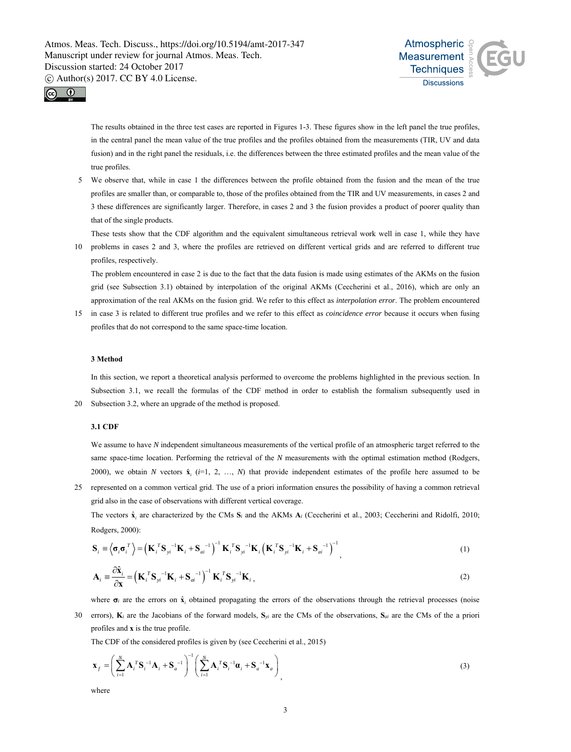The results obtained in the three test cases are reported in Figures 1-3. These figures show in the left panel the true profiles, in the central panel the mean value of the true profiles and the profiles obtained from the measurements (TIR, UV and data fusion) and in the right panel the residuals, i.e. the differences between the three estimated profiles and the mean value of the true profiles.

We observe that, while in case 1 the differences between the profile obtained from the fusion and the mean of the true profiles are smaller than, or comparable to, those of the profiles obtained from the TIR and UV measurements, in cases 2 and 3 these differences are significantly larger. Therefore, in cases 2 and 3 the fusion provides a product of poorer quality than that of the single products.

These tests show that the CDF algorithm and the equivalent simultaneous retrieval work well in case 1, while they have problems in cases 2 and 3, where the profiles are retrieved on different vertical grids and are referred to different true profiles, respectively.

The problem encountered in case 2 is due to the fact that the data fusion is made using estimates of the AKMs on the fusion grid (see Subsection 3.1) obtained by interpolation of the original AKMs (Ceccherini et al., 2016), which are only an approximation of the real AKMs on the fusion grid. We refer to this effect as *interpolation error*. The problem encountered in case 3 is related to different true profiles and we refer to this effect as *coincidence error* because it occurs when fusing profiles that do not correspond to the same space-time location.

## 3 Method

In this section, we report a theoretical analysis performed to overcome the problems highlighted in the previous section. In Subsection 3.1, we recall the formulas of the CDF method in order to establish the formalism subsequently used in Subsection 3.2, where an upgrade of the method is proposed.

### 3.1 CDF

We assume to have $N$ independent simultaneous measurements of the vertical profile of an atmospheric target referred to the same space-time location. Performing the retrieval of the $N$ measurements with the optimal estimation method (Rodgers, 2000), we obtain $N$ vectors $\hat{\mathbf{x}}_i$ ($i$=1, 2, …, $N$) that provide independent estimates of the profile here assumed to be represented on a common vertical grid. The use of a priori information ensures the possibility of having a common retrieval grid also in the case of observations with different vertical coverage.

The vectors $\hat{\mathbf{x}}_i$ are characterized by the CMs $\mathbf{S}_i$ and the AKMs $\mathbf{A}_i$ (Ceccherini et al., 2003; Ceccherini and Ridolfi, 2010; Rodgers, 2000):

$$\mathbf{S}_i \equiv \left\langle \boldsymbol{\sigma}_i \boldsymbol{\sigma}_i^T \right\rangle = \left( \mathbf{K}_i^T \mathbf{S}_{yi}^{-1} \mathbf{K}_i + \mathbf{S}_{ai}^{-1} \right)^{-1} \mathbf{K}_i^T \mathbf{S}_{yi}^{-1} \mathbf{K}_i \left( \mathbf{K}_i^T \mathbf{S}_{yi}^{-1} \mathbf{K}_i + \mathbf{S}_{ai}^{-1} \right)^{-1}, \quad (1)$$

$$\mathbf{A}_i \equiv \frac{\partial \hat{\mathbf{x}}_i}{\partial \mathbf{x}} = \left( \mathbf{K}_i^T \mathbf{S}_{yi}^{-1} \mathbf{K}_i + \mathbf{S}_{ai}^{-1} \right)^{-1} \mathbf{K}_i^T \mathbf{S}_{yi}^{-1} \mathbf{K}_i, \quad (2)$$

where $\boldsymbol{\sigma}_i$ are the errors on $\hat{\mathbf{x}}_i$ obtained propagating the errors of the observations through the retrieval processes (noise errors), $\mathbf{K}_i$ are the Jacobians of the forward models, $\mathbf{S}_{yi}$ are the CMs of the observations, $\mathbf{S}_{ai}$ are the CMs of the a priori profiles and $\mathbf{x}$ is the true profile.

The CDF of the considered profiles is given by (see Ceccherini et al., 2015)

$$\mathbf{x}_f = \left( \sum_{i=1}^{N} \mathbf{A}_i^T \mathbf{S}_i^{-1} \mathbf{A}_i + \mathbf{S}_a^{-1} \right)^{-1} \left( \sum_{i=1}^{N} \mathbf{A}_i^T \mathbf{S}_i^{-1} \boldsymbol{\alpha}_i + \mathbf{S}_a^{-1} \mathbf{x}_a \right), \quad (3)$$

where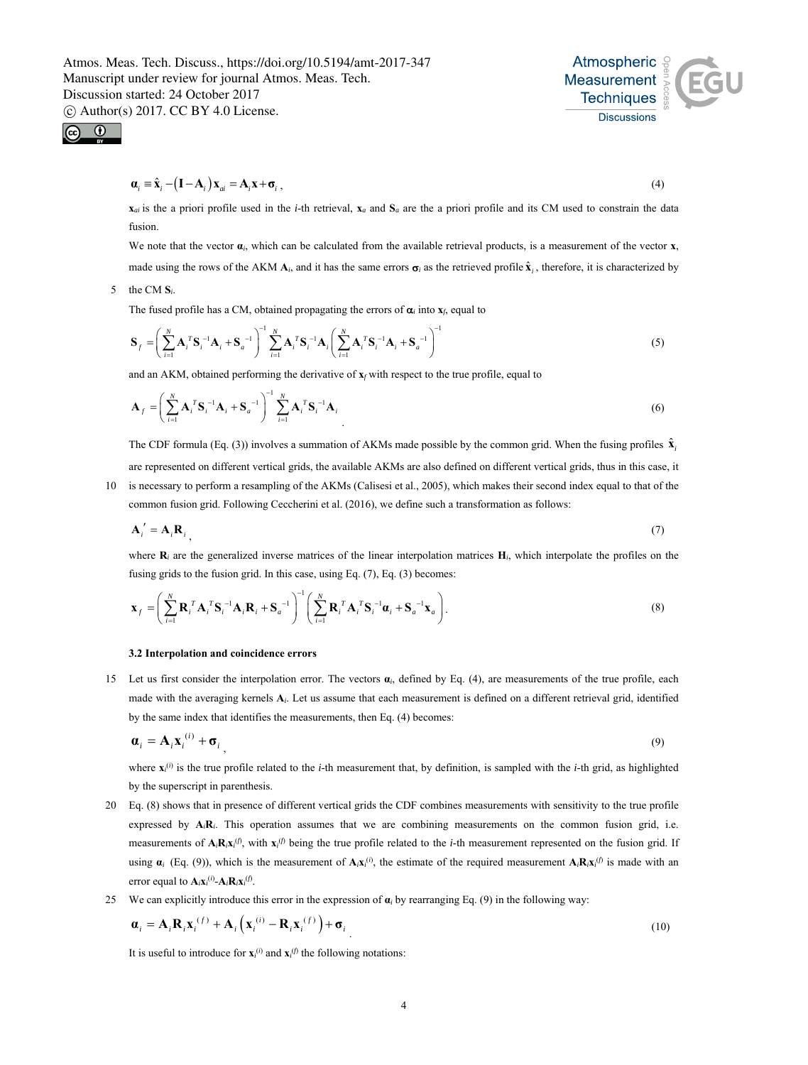$$\boldsymbol{\alpha}_i \equiv \hat{\mathbf{x}}_i - (\mathbf{I} - \mathbf{A}_i)\mathbf{x}_{ai} = \mathbf{A}_i\mathbf{x} + \boldsymbol{\sigma}_i \,, \tag{4}$$

$\mathbf{x}_{ai}$ is the a priori profile used in the $i$-th retrieval, $\mathbf{x}_a$ and $\mathbf{S}_a$ are the a priori profile and its CM used to constrain the data fusion.

We note that the vector $\boldsymbol{\alpha}_i$, which can be calculated from the available retrieval products, is a measurement of the vector $\mathbf{x}$, made using the rows of the AKM $\mathbf{A}_i$, and it has the same errors $\boldsymbol{\sigma}_i$ as the retrieved profile $\hat{\mathbf{x}}_i$, therefore, it is characterized by the CM $\mathbf{S}_i$.

The fused profile has a CM, obtained propagating the errors of $\boldsymbol{\alpha}_i$ into $\mathbf{x}_f$, equal to

$$\mathbf{S}_f = \left(\sum_{i=1}^{N} \mathbf{A}_i^T \mathbf{S}_i^{-1} \mathbf{A}_i + \mathbf{S}_a^{-1}\right)^{-1} \sum_{i=1}^{N} \mathbf{A}_i^T \mathbf{S}_i^{-1} \mathbf{A}_i \left(\sum_{i=1}^{N} \mathbf{A}_i^T \mathbf{S}_i^{-1} \mathbf{A}_i + \mathbf{S}_a^{-1}\right)^{-1} \tag{5}$$

and an AKM, obtained performing the derivative of $\mathbf{x}_f$ with respect to the true profile, equal to

$$\mathbf{A}_f = \left(\sum_{i=1}^{N} \mathbf{A}_i^T \mathbf{S}_i^{-1} \mathbf{A}_i + \mathbf{S}_a^{-1}\right)^{-1} \sum_{i=1}^{N} \mathbf{A}_i^T \mathbf{S}_i^{-1} \mathbf{A}_i \tag{6}$$

The CDF formula (Eq. (3)) involves a summation of AKMs made possible by the common grid. When the fusing profiles $\hat{\mathbf{x}}_i$ are represented on different vertical grids, the available AKMs are also defined on different vertical grids, thus in this case, it is necessary to perform a resampling of the AKMs (Calisesi et al., 2005), which makes their second index equal to that of the common fusion grid. Following Ceccherini et al. (2016), we define such a transformation as follows:

$$\mathbf{A}_i' = \mathbf{A}_i \mathbf{R}_i \,, \tag{7}$$

where $\mathbf{R}_i$ are the generalized inverse matrices of the linear interpolation matrices $\mathbf{H}_i$, which interpolate the profiles on the fusing grids to the fusion grid. In this case, using Eq. (7), Eq. (3) becomes:

$$\mathbf{x}_f = \left(\sum_{i=1}^{N} \mathbf{R}_i^T \mathbf{A}_i^T \mathbf{S}_i^{-1} \mathbf{A}_i \mathbf{R}_i + \mathbf{S}_a^{-1}\right)^{-1} \left(\sum_{i=1}^{N} \mathbf{R}_i^T \mathbf{A}_i^T \mathbf{S}_i^{-1} \boldsymbol{\alpha}_i + \mathbf{S}_a^{-1} \mathbf{x}_a\right). \tag{8}$$

### 3.2 Interpolation and coincidence errors

Let us first consider the interpolation error. The vectors $\boldsymbol{\alpha}_i$, defined by Eq. (4), are measurements of the true profile, each made with the averaging kernels $\mathbf{A}_i$. Let us assume that each measurement is defined on a different retrieval grid, identified by the same index that identifies the measurements, then Eq. (4) becomes:

$$\boldsymbol{\alpha}_i = \mathbf{A}_i \mathbf{x}_i^{(i)} + \boldsymbol{\sigma}_i \,, \tag{9}$$

where $\mathbf{x}_i^{(i)}$ is the true profile related to the $i$-th measurement that, by definition, is sampled with the $i$-th grid, as highlighted by the superscript in parenthesis.

Eq. (8) shows that in presence of different vertical grids the CDF combines measurements with sensitivity to the true profile expressed by $\mathbf{A}_i\mathbf{R}_i$. This operation assumes that we are combining measurements on the common fusion grid, i.e. measurements of $\mathbf{A}_i\mathbf{R}_i\mathbf{x}_i^{(f)}$, with $\mathbf{x}_i^{(f)}$ being the true profile related to the $i$-th measurement represented on the fusion grid. If using $\boldsymbol{\alpha}_i$ (Eq. (9)), which is the measurement of $\mathbf{A}_i\mathbf{x}_i^{(i)}$, the estimate of the required measurement $\mathbf{A}_i\mathbf{R}_i\mathbf{x}_i^{(f)}$ is made with an error equal to $\mathbf{A}_i\mathbf{x}_i^{(i)}$-$\mathbf{A}_i\mathbf{R}_i\mathbf{x}_i^{(f)}$.

We can explicitly introduce this error in the expression of $\boldsymbol{\alpha}_i$ by rearranging Eq. (9) in the following way:

$$\boldsymbol{\alpha}_i = \mathbf{A}_i \mathbf{R}_i \mathbf{x}_i^{(f)} + \mathbf{A}_i \left(\mathbf{x}_i^{(i)} - \mathbf{R}_i \mathbf{x}_i^{(f)}\right) + \boldsymbol{\sigma}_i \tag{10}$$

It is useful to introduce for $\mathbf{x}_i^{(i)}$ and $\mathbf{x}_i^{(f)}$ the following notations: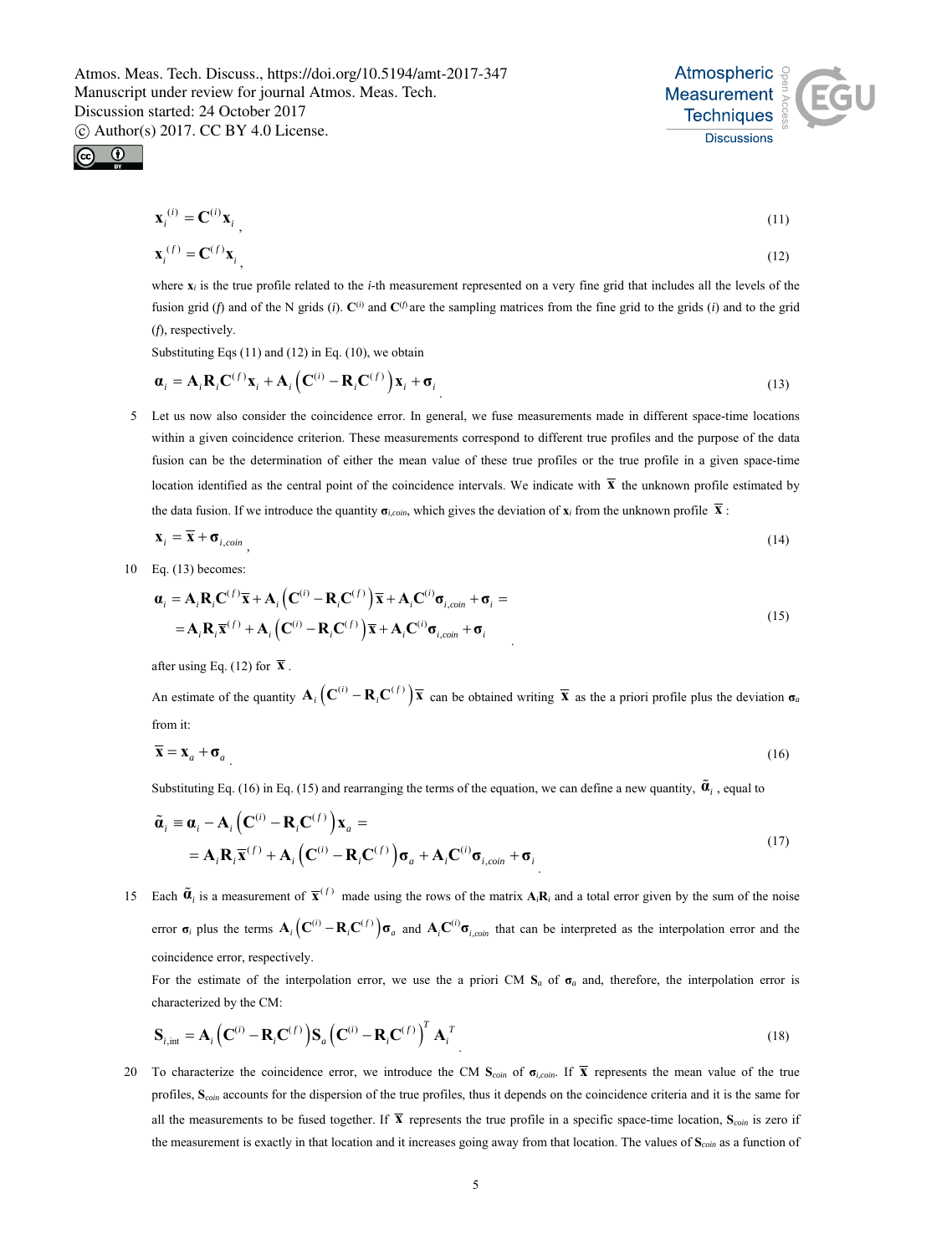$$\mathbf{x}_i^{(i)} = \mathbf{C}^{(i)}\mathbf{x}_i \quad (11)$$

$$\mathbf{x}_i^{(f)} = \mathbf{C}^{(f)}\mathbf{x}_i \quad (12)$$

where $\mathbf{x}_i$ is the true profile related to the *i*-th measurement represented on a very fine grid that includes all the levels of the fusion grid (*f*) and of the N grids (*i*). $\mathbf{C}^{(i)}$ and $\mathbf{C}^{(f)}$ are the sampling matrices from the fine grid to the grids (*i*) and to the grid (*f*), respectively.

Substituting Eqs (11) and (12) in Eq. (10), we obtain

$$\boldsymbol{\alpha}_i = \mathbf{A}_i\mathbf{R}_i\mathbf{C}^{(f)}\mathbf{x}_i + \mathbf{A}_i\left(\mathbf{C}^{(i)} - \mathbf{R}_i\mathbf{C}^{(f)}\right)\mathbf{x}_i + \boldsymbol{\sigma}_i \quad (13)$$

Let us now also consider the coincidence error. In general, we fuse measurements made in different space-time locations within a given coincidence criterion. These measurements correspond to different true profiles and the purpose of the data fusion can be the determination of either the mean value of these true profiles or the true profile in a given space-time location identified as the central point of the coincidence intervals. We indicate with $\overline{\mathbf{x}}$ the unknown profile estimated by the data fusion. If we introduce the quantity $\boldsymbol{\sigma}_{i,coin}$, which gives the deviation of $\mathbf{x}_i$ from the unknown profile $\overline{\mathbf{x}}$:

$$\mathbf{x}_i = \overline{\mathbf{x}} + \boldsymbol{\sigma}_{i,coin} \quad (14)$$

Eq. (13) becomes:

$$\begin{aligned}\boldsymbol{\alpha}_i &= \mathbf{A}_i\mathbf{R}_i\mathbf{C}^{(f)}\overline{\mathbf{x}} + \mathbf{A}_i\left(\mathbf{C}^{(i)} - \mathbf{R}_i\mathbf{C}^{(f)}\right)\overline{\mathbf{x}} + \mathbf{A}_i\mathbf{C}^{(i)}\boldsymbol{\sigma}_{i,coin} + \boldsymbol{\sigma}_i = \\ &= \mathbf{A}_i\mathbf{R}_i\overline{\mathbf{x}}^{(f)} + \mathbf{A}_i\left(\mathbf{C}^{(i)} - \mathbf{R}_i\mathbf{C}^{(f)}\right)\overline{\mathbf{x}} + \mathbf{A}_i\mathbf{C}^{(i)}\boldsymbol{\sigma}_{i,coin} + \boldsymbol{\sigma}_i\end{aligned} \quad (15)$$

after using Eq. (12) for $\overline{\mathbf{x}}$.

An estimate of the quantity $\mathbf{A}_i\left(\mathbf{C}^{(i)} - \mathbf{R}_i\mathbf{C}^{(f)}\right)\overline{\mathbf{x}}$ can be obtained writing $\overline{\mathbf{x}}$ as the a priori profile plus the deviation $\boldsymbol{\sigma}_a$ from it:

$$\overline{\mathbf{x}} = \mathbf{x}_a + \boldsymbol{\sigma}_a \quad (16)$$

Substituting Eq. (16) in Eq. (15) and rearranging the terms of the equation, we can define a new quantity, $\tilde{\boldsymbol{\alpha}}_i$, equal to

$$\begin{aligned}\tilde{\boldsymbol{\alpha}}_i &\equiv \boldsymbol{\alpha}_i - \mathbf{A}_i\left(\mathbf{C}^{(i)} - \mathbf{R}_i\mathbf{C}^{(f)}\right)\mathbf{x}_a = \\ &= \mathbf{A}_i\mathbf{R}_i\overline{\mathbf{x}}^{(f)} + \mathbf{A}_i\left(\mathbf{C}^{(i)} - \mathbf{R}_i\mathbf{C}^{(f)}\right)\boldsymbol{\sigma}_a + \mathbf{A}_i\mathbf{C}^{(i)}\boldsymbol{\sigma}_{i,coin} + \boldsymbol{\sigma}_i\end{aligned} \quad (17)$$

Each $\tilde{\boldsymbol{\alpha}}_i$ is a measurement of $\overline{\mathbf{x}}^{(f)}$ made using the rows of the matrix $\mathbf{A}_i\mathbf{R}_i$ and a total error given by the sum of the noise error $\boldsymbol{\sigma}_i$ plus the terms $\mathbf{A}_i\left(\mathbf{C}^{(i)} - \mathbf{R}_i\mathbf{C}^{(f)}\right)\boldsymbol{\sigma}_a$ and $\mathbf{A}_i\mathbf{C}^{(i)}\boldsymbol{\sigma}_{i,coin}$ that can be interpreted as the interpolation error and the coincidence error, respectively.

For the estimate of the interpolation error, we use the a priori CM $\mathbf{S}_a$ of $\boldsymbol{\sigma}_a$ and, therefore, the interpolation error is characterized by the CM:

$$\mathbf{S}_{i,\mathrm{int}} = \mathbf{A}_i\left(\mathbf{C}^{(i)} - \mathbf{R}_i\mathbf{C}^{(f)}\right)\mathbf{S}_a\left(\mathbf{C}^{(i)} - \mathbf{R}_i\mathbf{C}^{(f)}\right)^T\mathbf{A}_i^T \quad (18)$$

To characterize the coincidence error, we introduce the CM $\mathbf{S}_{coin}$ of $\boldsymbol{\sigma}_{i,coin}$. If $\overline{\mathbf{x}}$ represents the mean value of the true profiles, $\mathbf{S}_{coin}$ accounts for the dispersion of the true profiles, thus it depends on the coincidence criteria and it is the same for all the measurements to be fused together. If $\overline{\mathbf{x}}$ represents the true profile in a specific space-time location, $\mathbf{S}_{coin}$ is zero if the measurement is exactly in that location and it increases going away from that location. The values of $\mathbf{S}_{coin}$ as a function of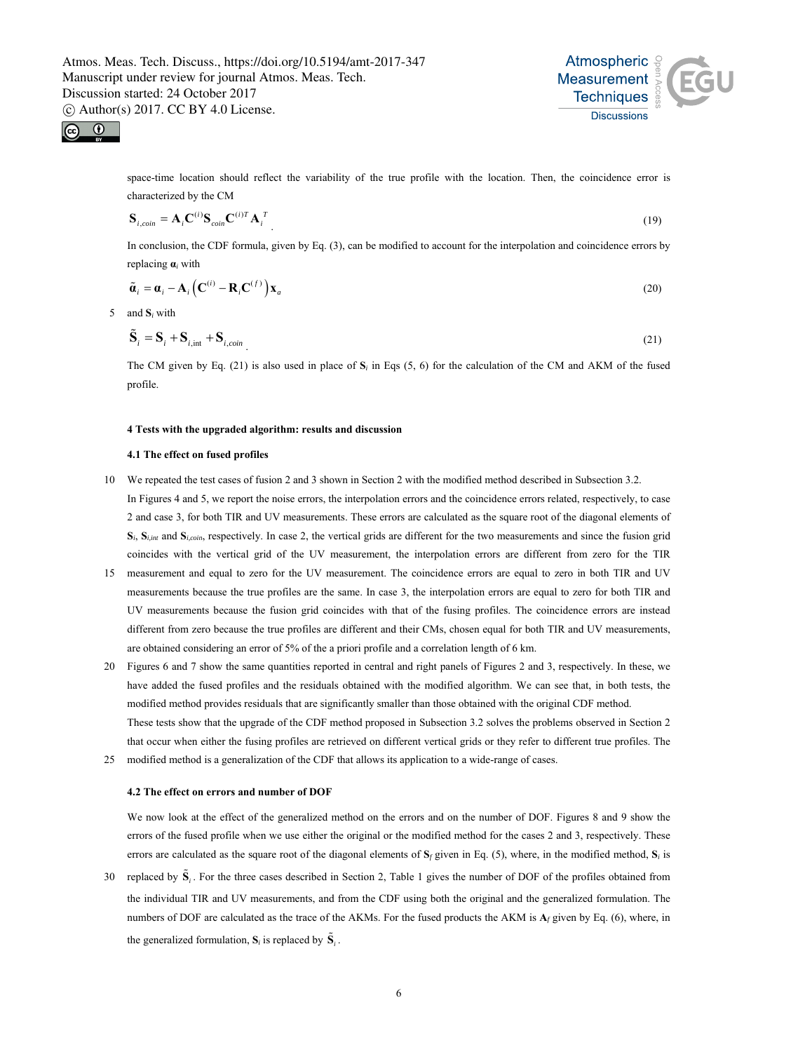space-time location should reflect the variability of the true profile with the location. Then, the coincidence error is characterized by the CM

$$\mathbf{S}_{i,coin} = \mathbf{A}_i \mathbf{C}^{(i)} \mathbf{S}_{coin} \mathbf{C}^{(i)T} \mathbf{A}_i^{\,T} \quad (19)$$

In conclusion, the CDF formula, given by Eq. (3), can be modified to account for the interpolation and coincidence errors by replacing $\boldsymbol{\alpha}_i$ with

$$\tilde{\boldsymbol{\alpha}}_i = \boldsymbol{\alpha}_i - \mathbf{A}_i \left( \mathbf{C}^{(i)} - \mathbf{R}_i \mathbf{C}^{(f)} \right) \mathbf{x}_a \quad (20)$$

and $\mathbf{S}_i$ with

$$\tilde{\mathbf{S}}_i = \mathbf{S}_i + \mathbf{S}_{i,\text{int}} + \mathbf{S}_{i,coin} \quad (21)$$

The CM given by Eq. (21) is also used in place of $\mathbf{S}_i$ in Eqs (5, 6) for the calculation of the CM and AKM of the fused profile.

## 4 Tests with the upgraded algorithm: results and discussion

### 4.1 The effect on fused profiles

We repeated the test cases of fusion 2 and 3 shown in Section 2 with the modified method described in Subsection 3.2.

In Figures 4 and 5, we report the noise errors, the interpolation errors and the coincidence errors related, respectively, to case 2 and case 3, for both TIR and UV measurements. These errors are calculated as the square root of the diagonal elements of $\mathbf{S}_i$, $\mathbf{S}_{i,int}$ and $\mathbf{S}_{i,coin}$, respectively. In case 2, the vertical grids are different for the two measurements and since the fusion grid coincides with the vertical grid of the UV measurement, the interpolation errors are different from zero for the TIR measurement and equal to zero for the UV measurement. The coincidence errors are equal to zero in both TIR and UV measurements because the true profiles are the same. In case 3, the interpolation errors are equal to zero for both TIR and UV measurements because the fusion grid coincides with that of the fusing profiles. The coincidence errors are instead different from zero because the true profiles are different and their CMs, chosen equal for both TIR and UV measurements, are obtained considering an error of 5% of the a priori profile and a correlation length of 6 km.

Figures 6 and 7 show the same quantities reported in central and right panels of Figures 2 and 3, respectively. In these, we have added the fused profiles and the residuals obtained with the modified algorithm. We can see that, in both tests, the modified method provides residuals that are significantly smaller than those obtained with the original CDF method.

These tests show that the upgrade of the CDF method proposed in Subsection 3.2 solves the problems observed in Section 2 that occur when either the fusing profiles are retrieved on different vertical grids or they refer to different true profiles. The modified method is a generalization of the CDF that allows its application to a wide-range of cases.

### 4.2 The effect on errors and number of DOF

We now look at the effect of the generalized method on the errors and on the number of DOF. Figures 8 and 9 show the errors of the fused profile when we use either the original or the modified method for the cases 2 and 3, respectively. These errors are calculated as the square root of the diagonal elements of $\mathbf{S}_f$ given in Eq. (5), where, in the modified method, $\mathbf{S}_i$ is replaced by $\tilde{\mathbf{S}}_i$. For the three cases described in Section 2, Table 1 gives the number of DOF of the profiles obtained from the individual TIR and UV measurements, and from the CDF using both the original and the generalized formulation. The numbers of DOF are calculated as the trace of the AKMs. For the fused products the AKM is $\mathbf{A}_f$ given by Eq. (6), where, in the generalized formulation, $\mathbf{S}_i$ is replaced by $\tilde{\mathbf{S}}_i$.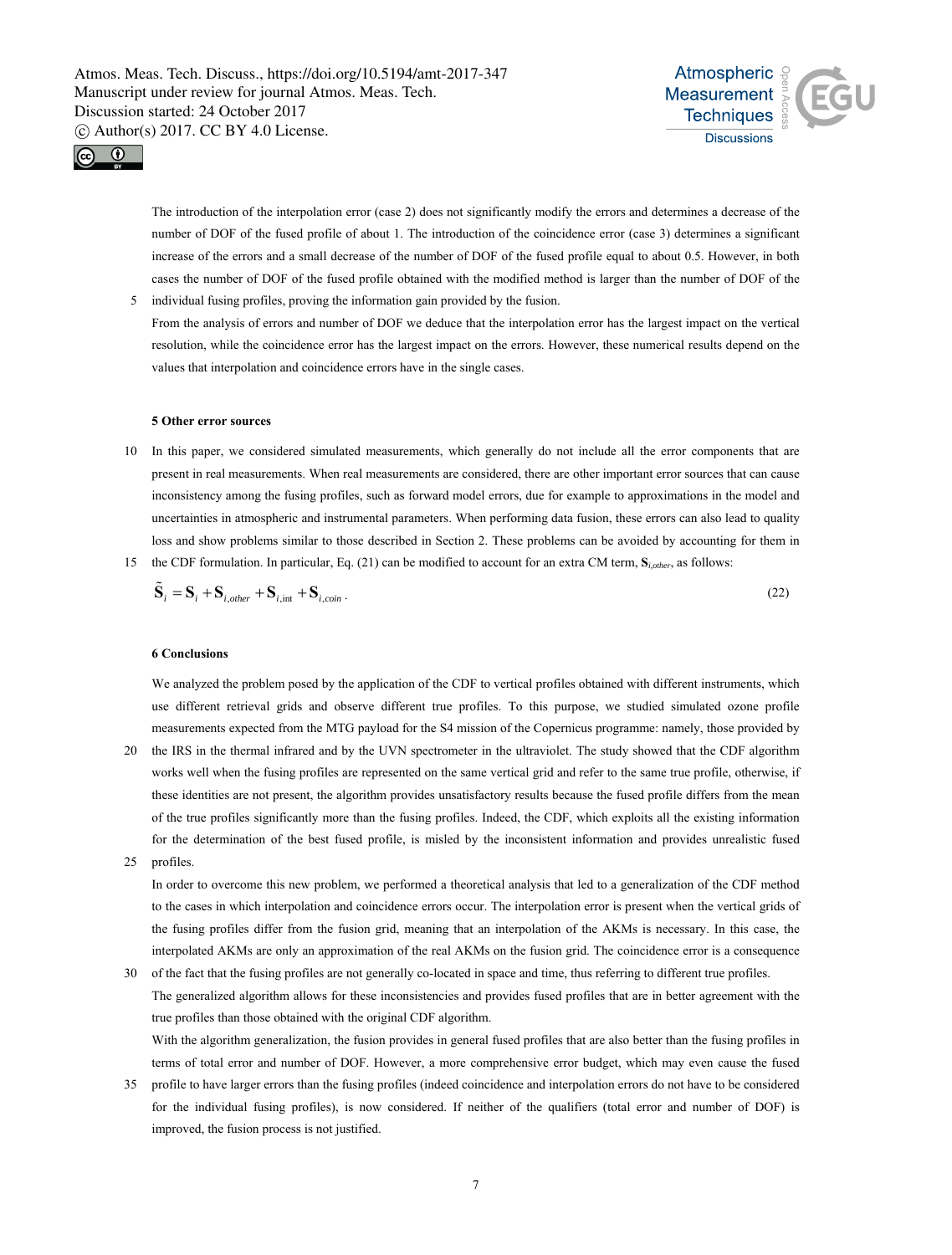The introduction of the interpolation error (case 2) does not significantly modify the errors and determines a decrease of the number of DOF of the fused profile of about 1. The introduction of the coincidence error (case 3) determines a significant increase of the errors and a small decrease of the number of DOF of the fused profile equal to about 0.5. However, in both cases the number of DOF of the fused profile obtained with the modified method is larger than the number of DOF of the individual fusing profiles, proving the information gain provided by the fusion.

From the analysis of errors and number of DOF we deduce that the interpolation error has the largest impact on the vertical resolution, while the coincidence error has the largest impact on the errors. However, these numerical results depend on the values that interpolation and coincidence errors have in the single cases.

## 5 Other error sources

In this paper, we considered simulated measurements, which generally do not include all the error components that are present in real measurements. When real measurements are considered, there are other important error sources that can cause inconsistency among the fusing profiles, such as forward model errors, due for example to approximations in the model and uncertainties in atmospheric and instrumental parameters. When performing data fusion, these errors can also lead to quality loss and show problems similar to those described in Section 2. These problems can be avoided by accounting for them in the CDF formulation. In particular, Eq. (21) can be modified to account for an extra CM term, $\mathbf{S}_{i,other}$, as follows:

$$\tilde{\mathbf{S}}_i = \mathbf{S}_i + \mathbf{S}_{i,other} + \mathbf{S}_{i,\text{int}} + \mathbf{S}_{i,coin} \,. \tag{22}$$

## 6 Conclusions

We analyzed the problem posed by the application of the CDF to vertical profiles obtained with different instruments, which use different retrieval grids and observe different true profiles. To this purpose, we studied simulated ozone profile measurements expected from the MTG payload for the S4 mission of the Copernicus programme: namely, those provided by the IRS in the thermal infrared and by the UVN spectrometer in the ultraviolet. The study showed that the CDF algorithm works well when the fusing profiles are represented on the same vertical grid and refer to the same true profile, otherwise, if these identities are not present, the algorithm provides unsatisfactory results because the fused profile differs from the mean of the true profiles significantly more than the fusing profiles. Indeed, the CDF, which exploits all the existing information for the determination of the best fused profile, is misled by the inconsistent information and provides unrealistic fused profiles.

In order to overcome this new problem, we performed a theoretical analysis that led to a generalization of the CDF method to the cases in which interpolation and coincidence errors occur. The interpolation error is present when the vertical grids of the fusing profiles differ from the fusion grid, meaning that an interpolation of the AKMs is necessary. In this case, the interpolated AKMs are only an approximation of the real AKMs on the fusion grid. The coincidence error is a consequence of the fact that the fusing profiles are not generally co-located in space and time, thus referring to different true profiles.

The generalized algorithm allows for these inconsistencies and provides fused profiles that are in better agreement with the true profiles than those obtained with the original CDF algorithm.

With the algorithm generalization, the fusion provides in general fused profiles that are also better than the fusing profiles in terms of total error and number of DOF. However, a more comprehensive error budget, which may even cause the fused profile to have larger errors than the fusing profiles (indeed coincidence and interpolation errors do not have to be considered for the individual fusing profiles), is now considered. If neither of the qualifiers (total error and number of DOF) is improved, the fusion process is not justified.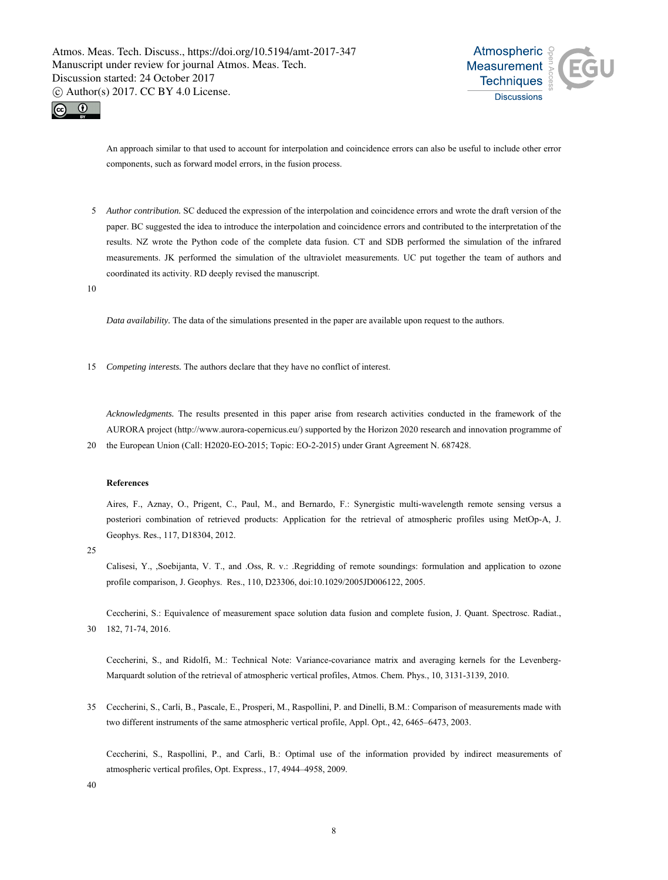An approach similar to that used to account for interpolation and coincidence errors can also be useful to include other error components, such as forward model errors, in the fusion process.

*Author contribution.* SC deduced the expression of the interpolation and coincidence errors and wrote the draft version of the paper. BC suggested the idea to introduce the interpolation and coincidence errors and contributed to the interpretation of the results. NZ wrote the Python code of the complete data fusion. CT and SDB performed the simulation of the infrared measurements. JK performed the simulation of the ultraviolet measurements. UC put together the team of authors and coordinated its activity. RD deeply revised the manuscript.

*Data availability.* The data of the simulations presented in the paper are available upon request to the authors.

*Competing interests.* The authors declare that they have no conflict of interest.

*Acknowledgments.* The results presented in this paper arise from research activities conducted in the framework of the AURORA project (http://www.aurora-copernicus.eu/) supported by the Horizon 2020 research and innovation programme of the European Union (Call: H2020-EO-2015; Topic: EO-2-2015) under Grant Agreement N. 687428.

**References**

Aires, F., Aznay, O., Prigent, C., Paul, M., and Bernardo, F.: Synergistic multi-wavelength remote sensing versus a posteriori combination of retrieved products: Application for the retrieval of atmospheric profiles using MetOp-A, J. Geophys. Res., 117, D18304, 2012.

Calisesi, Y., ,Soebijanta, V. T., and .Oss, R. v.: .Regridding of remote soundings: formulation and application to ozone profile comparison, J. Geophys. Res., 110, D23306, doi:10.1029/2005JD006122, 2005.

Ceccherini, S.: Equivalence of measurement space solution data fusion and complete fusion, J. Quant. Spectrosc. Radiat., 182, 71-74, 2016.

Ceccherini, S., and Ridolfi, M.: Technical Note: Variance-covariance matrix and averaging kernels for the Levenberg-Marquardt solution of the retrieval of atmospheric vertical profiles, Atmos. Chem. Phys., 10, 3131-3139, 2010.

Ceccherini, S., Carli, B., Pascale, E., Prosperi, M., Raspollini, P. and Dinelli, B.M.: Comparison of measurements made with two different instruments of the same atmospheric vertical profile, Appl. Opt., 42, 6465–6473, 2003.

Ceccherini, S., Raspollini, P., and Carli, B.: Optimal use of the information provided by indirect measurements of atmospheric vertical profiles, Opt. Express., 17, 4944–4958, 2009.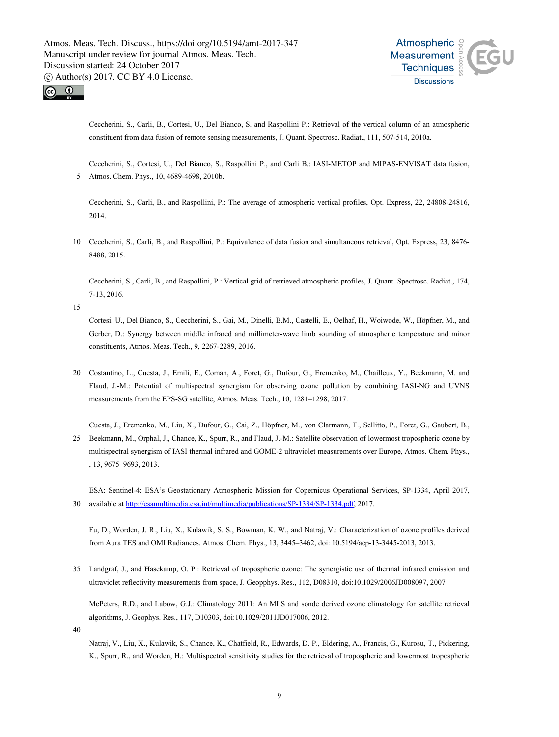Ceccherini, S., Carli, B., Cortesi, U., Del Bianco, S. and Raspollini P.: Retrieval of the vertical column of an atmospheric constituent from data fusion of remote sensing measurements, J. Quant. Spectrosc. Radiat., 111, 507-514, 2010a.

Ceccherini, S., Cortesi, U., Del Bianco, S., Raspollini P., and Carli B.: IASI-METOP and MIPAS-ENVISAT data fusion, Atmos. Chem. Phys., 10, 4689-4698, 2010b.

Ceccherini, S., Carli, B., and Raspollini, P.: The average of atmospheric vertical profiles, Opt. Express, 22, 24808-24816, 2014.

Ceccherini, S., Carli, B., and Raspollini, P.: Equivalence of data fusion and simultaneous retrieval, Opt. Express, 23, 8476-8488, 2015.

Ceccherini, S., Carli, B., and Raspollini, P.: Vertical grid of retrieved atmospheric profiles, J. Quant. Spectrosc. Radiat., 174, 7-13, 2016.

Cortesi, U., Del Bianco, S., Ceccherini, S., Gai, M., Dinelli, B.M., Castelli, E., Oelhaf, H., Woiwode, W., Höpfner, M., and Gerber, D.: Synergy between middle infrared and millimeter-wave limb sounding of atmospheric temperature and minor constituents, Atmos. Meas. Tech., 9, 2267-2289, 2016.

Costantino, L., Cuesta, J., Emili, E., Coman, A., Foret, G., Dufour, G., Eremenko, M., Chailleux, Y., Beekmann, M. and Flaud, J.-M.: Potential of multispectral synergism for observing ozone pollution by combining IASI-NG and UVNS measurements from the EPS-SG satellite, Atmos. Meas. Tech., 10, 1281–1298, 2017.

Cuesta, J., Eremenko, M., Liu, X., Dufour, G., Cai, Z., Höpfner, M., von Clarmann, T., Sellitto, P., Foret, G., Gaubert, B., Beekmann, M., Orphal, J., Chance, K., Spurr, R., and Flaud, J.-M.: Satellite observation of lowermost tropospheric ozone by multispectral synergism of IASI thermal infrared and GOME-2 ultraviolet measurements over Europe, Atmos. Chem. Phys., , 13, 9675–9693, 2013.

ESA: Sentinel-4: ESA's Geostationary Atmospheric Mission for Copernicus Operational Services, SP-1334, April 2017, available at http://esamultimedia.esa.int/multimedia/publications/SP-1334/SP-1334.pdf, 2017.

Fu, D., Worden, J. R., Liu, X., Kulawik, S. S., Bowman, K. W., and Natraj, V.: Characterization of ozone profiles derived from Aura TES and OMI Radiances. Atmos. Chem. Phys., 13, 3445–3462, doi: 10.5194/acp-13-3445-2013, 2013.

Landgraf, J., and Hasekamp, O. P.: Retrieval of tropospheric ozone: The synergistic use of thermal infrared emission and ultraviolet reflectivity measurements from space, J. Geopphys. Res., 112, D08310, doi:10.1029/2006JD008097, 2007

McPeters, R.D., and Labow, G.J.: Climatology 2011: An MLS and sonde derived ozone climatology for satellite retrieval algorithms, J. Geophys. Res., 117, D10303, doi:10.1029/2011JD017006, 2012.

Natraj, V., Liu, X., Kulawik, S., Chance, K., Chatfield, R., Edwards, D. P., Eldering, A., Francis, G., Kurosu, T., Pickering, K., Spurr, R., and Worden, H.: Multispectral sensitivity studies for the retrieval of tropospheric and lowermost tropospheric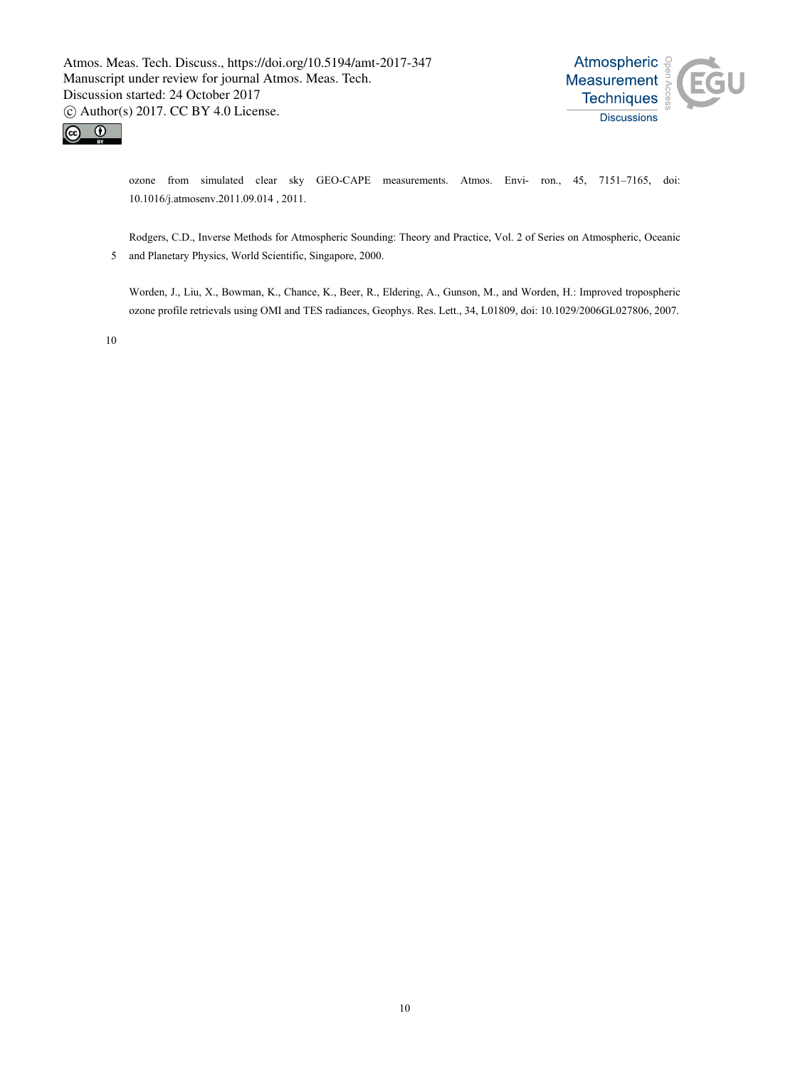ozone from simulated clear sky GEO-CAPE measurements. Atmos. Environ., 45, 7151–7165, doi: 10.1016/j.atmosenv.2011.09.014 , 2011.

Rodgers, C.D., Inverse Methods for Atmospheric Sounding: Theory and Practice, Vol. 2 of Series on Atmospheric, Oceanic and Planetary Physics, World Scientific, Singapore, 2000.

Worden, J., Liu, X., Bowman, K., Chance, K., Beer, R., Eldering, A., Gunson, M., and Worden, H.: Improved tropospheric ozone profile retrievals using OMI and TES radiances, Geophys. Res. Lett., 34, L01809, doi: 10.1029/2006GL027806, 2007.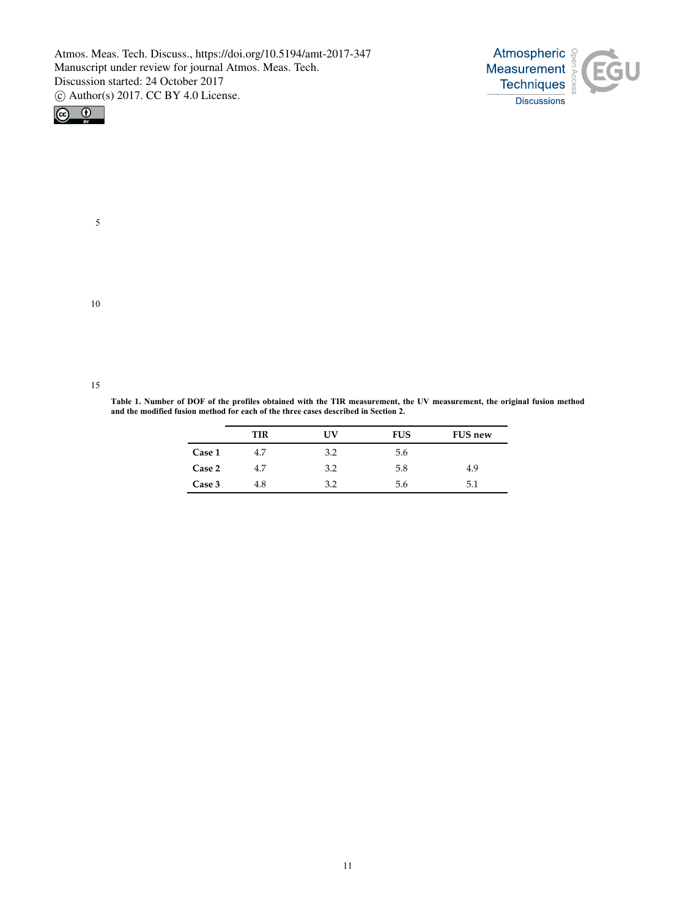**Table 1. Number of DOF of the profiles obtained with the TIR measurement, the UV measurement, the original fusion method and the modified fusion method for each of the three cases described in Section 2.**

| | TIR | UV | FUS | FUS new |
|---|---|---|---|---|
| **Case 1** | 4.7 | 3.2 | 5.6 | |
| **Case 2** | 4.7 | 3.2 | 5.8 | 4.9 |
| **Case 3** | 4.8 | 3.2 | 5.6 | 5.1 |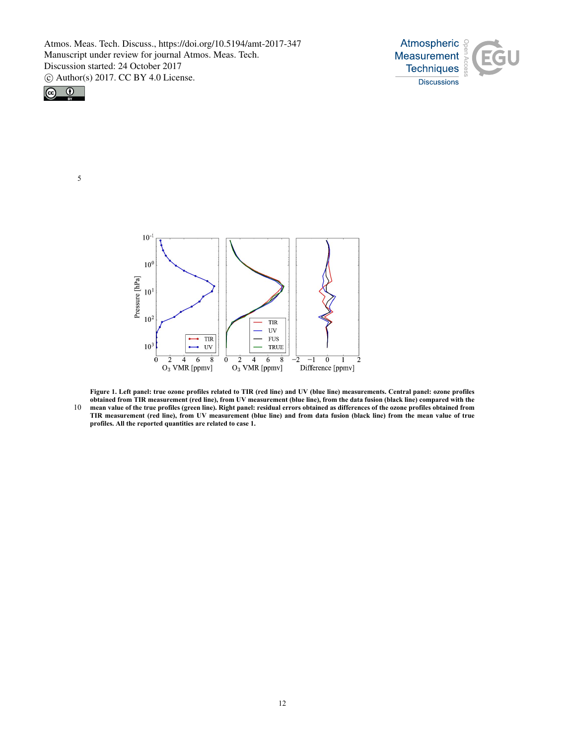**Figure 1. Left panel: true ozone profiles related to TIR (red line) and UV (blue line) measurements. Central panel: ozone profiles obtained from TIR measurement (red line), from UV measurement (blue line), from the data fusion (black line) compared with the mean value of the true profiles (green line). Right panel: residual errors obtained as differences of the ozone profiles obtained from TIR measurement (red line), from UV measurement (blue line) and from data fusion (black line) from the mean value of true profiles. All the reported quantities are related to case 1.**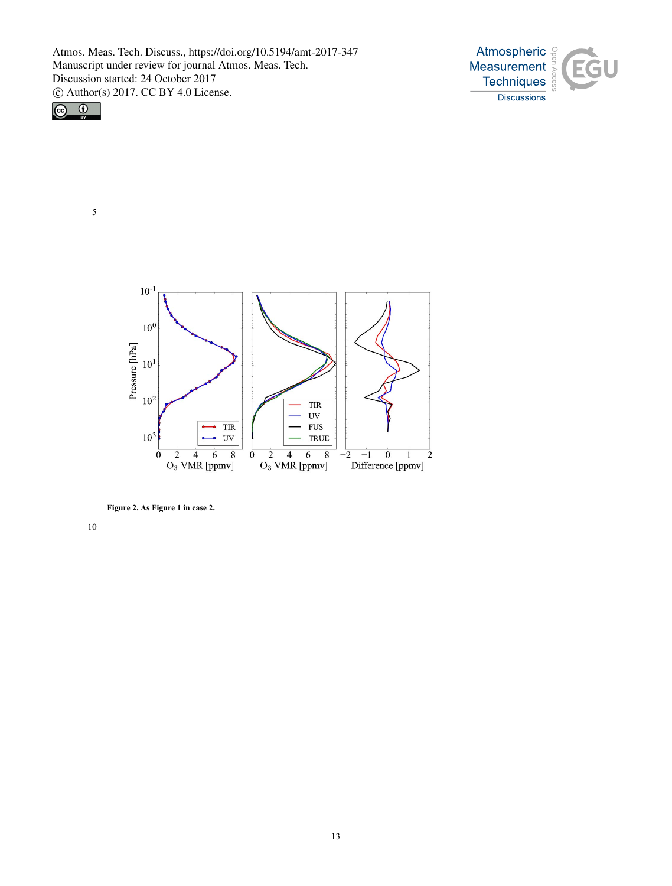**Figure 2.** As Figure 1 in case 2.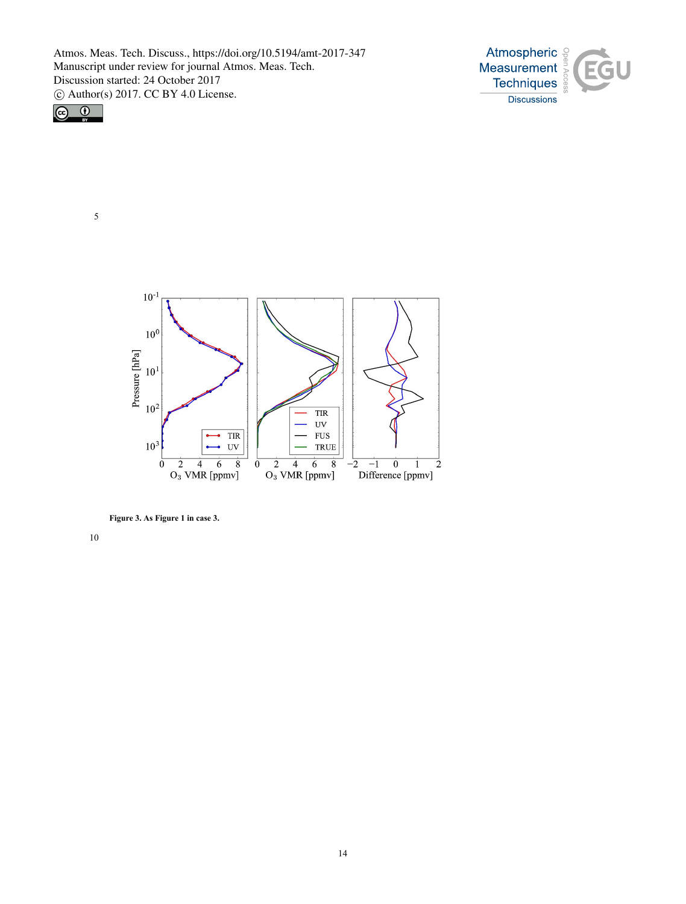**Figure 3. As Figure 1 in case 3.**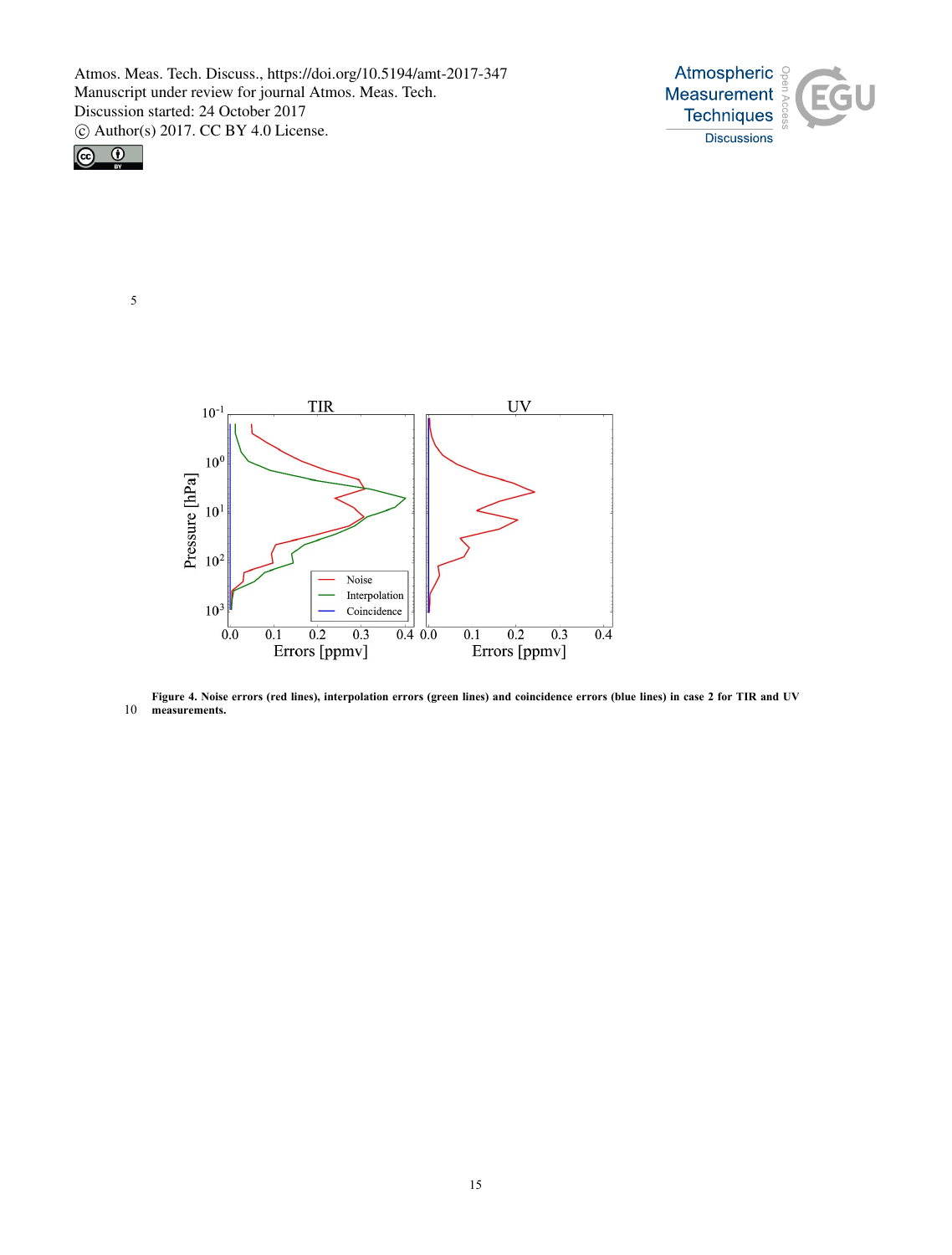**Figure 4. Noise errors (red lines), interpolation errors (green lines) and coincidence errors (blue lines) in case 2 for TIR and UV measurements.**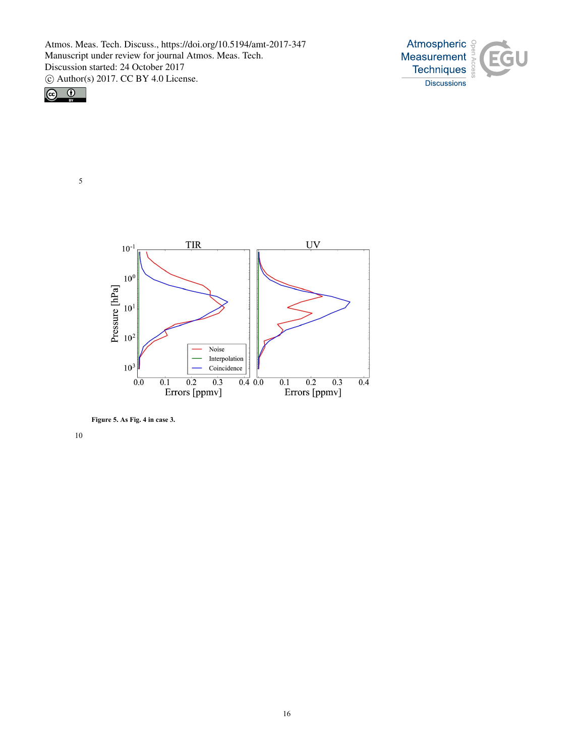Figure 5. As Fig. 4 in case 3.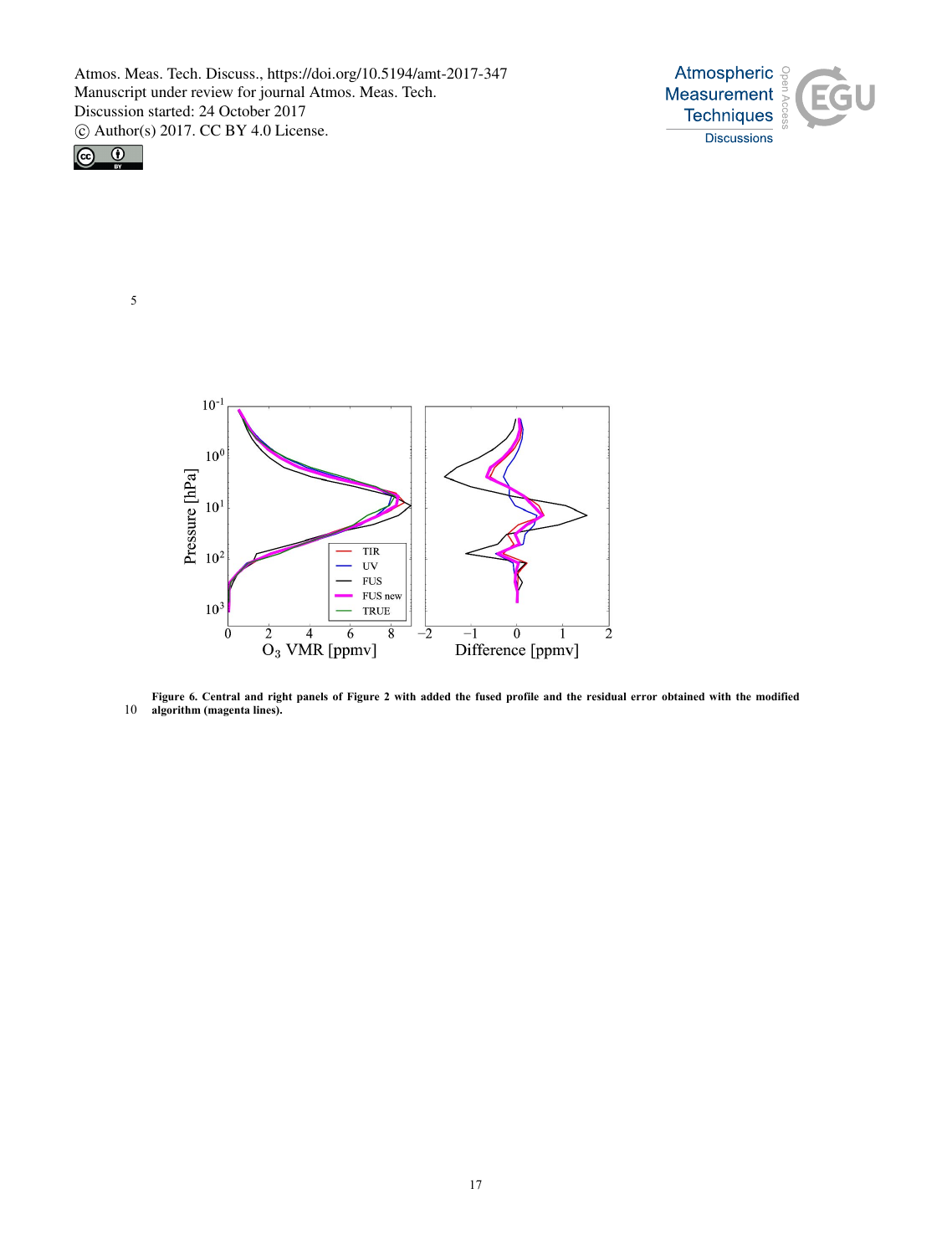**Figure 6. Central and right panels of Figure 2 with added the fused profile and the residual error obtained with the modified algorithm (magenta lines).**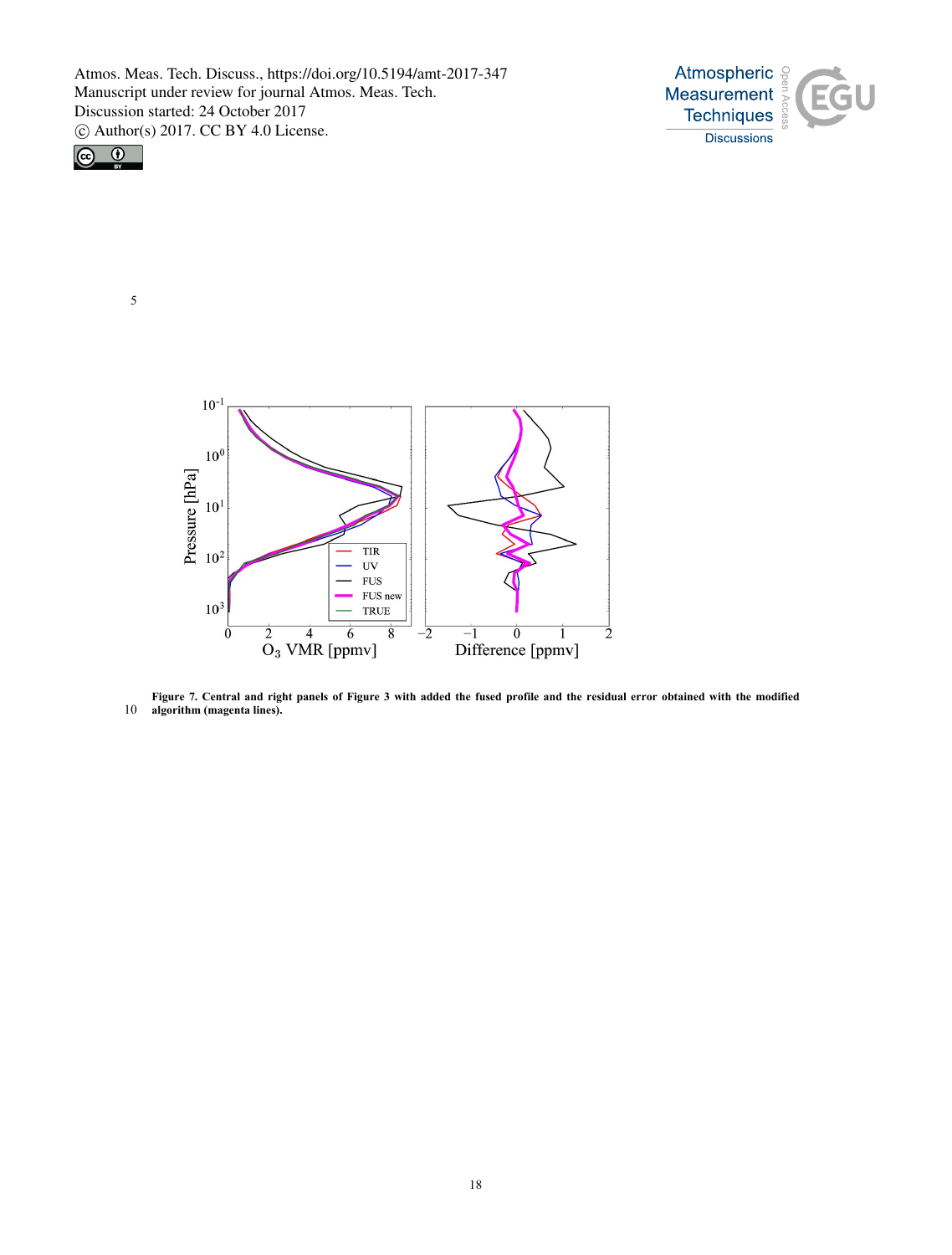Figure 7. Central and right panels of Figure 3 with added the fused profile and the residual error obtained with the modified algorithm (magenta lines).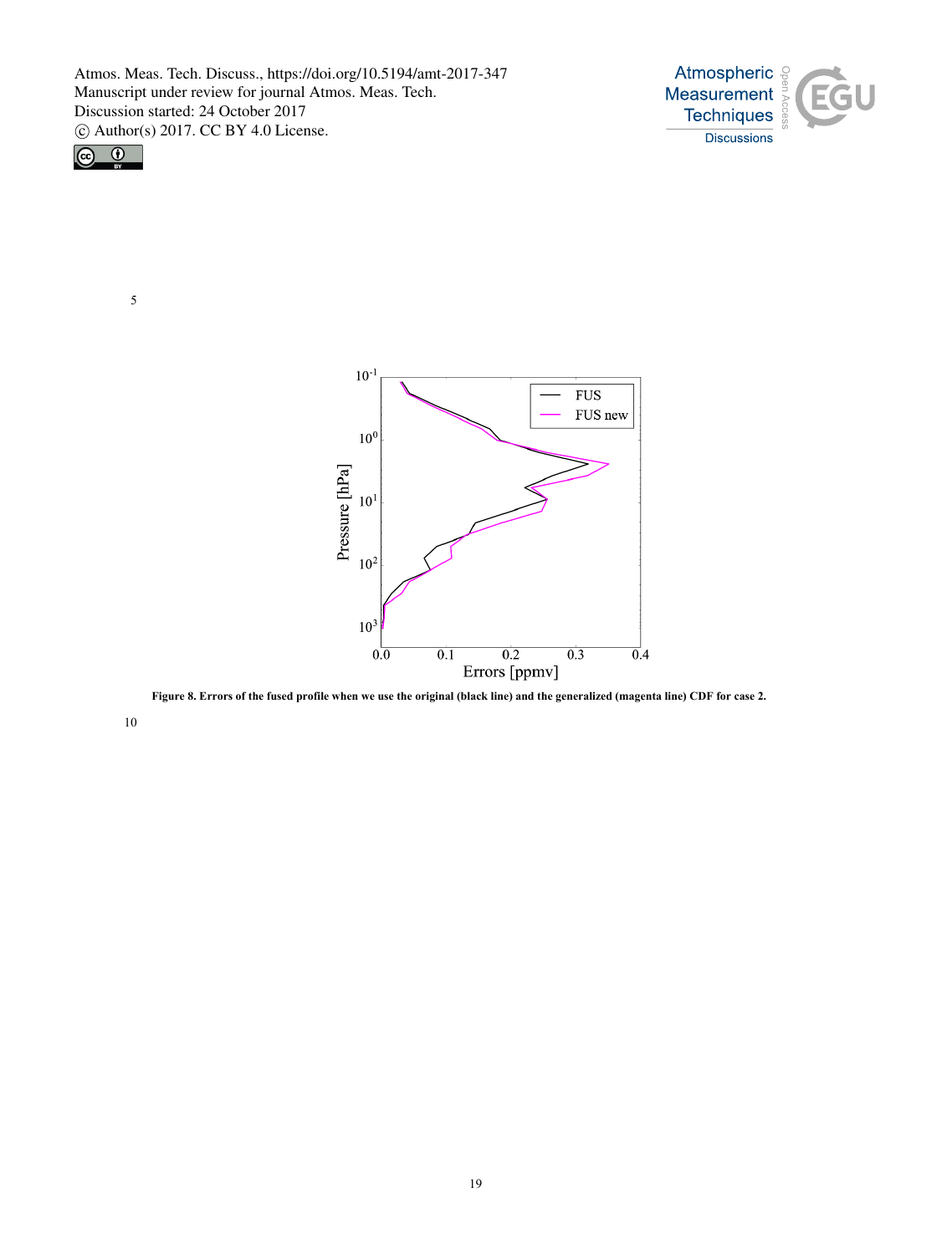**Figure 8. Errors of the fused profile when we use the original (black line) and the generalized (magenta line) CDF for case 2.**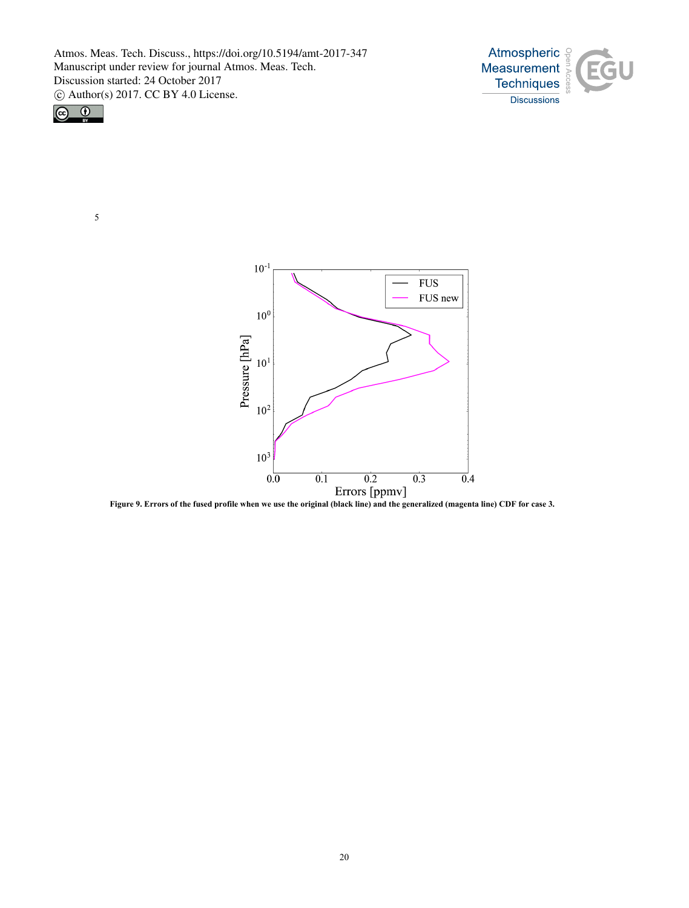5

Pressure [hPa]

$10^{-1}$

$10^{0}$

$10^{1}$

$10^{2}$

$10^{3}$

0.0 0.1 0.2 0.3 0.4

Errors [ppmv]

FUS

FUS new

**Figure 9. Errors of the fused profile when we use the original (black line) and the generalized (magenta line) CDF for case 3.**